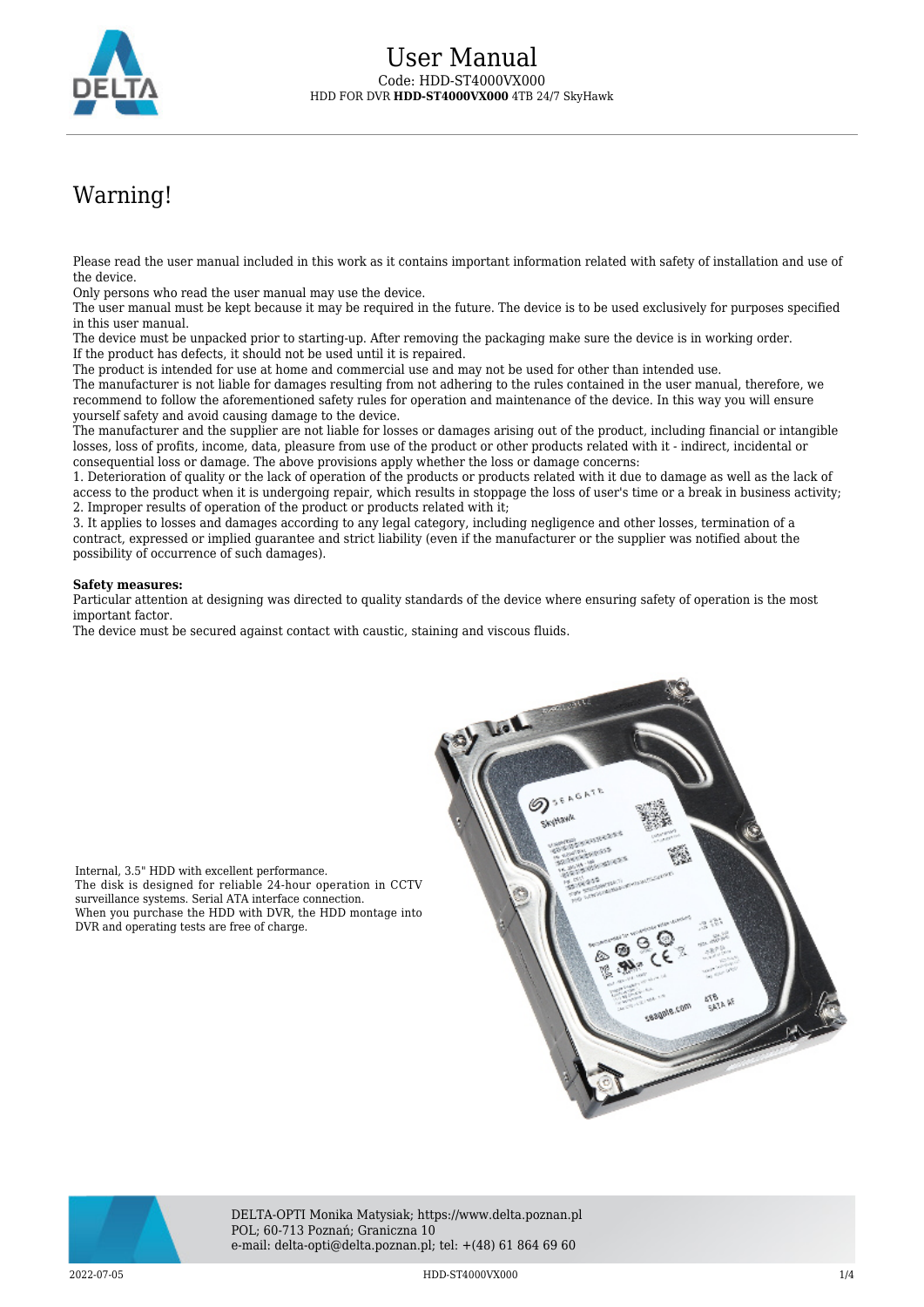# User Manual

Code: HDD-ST4000VX000

HDD FOR DVR **HDD-ST4000VX000** 4TB 24/7 SkyHawk

## Warning!

Please read the user manual included in this work as it contains important information related with safety of installation and use of the device.
Only persons who read the user manual may use the device.
The user manual must be kept because it may be required in the future. The device is to be used exclusively for purposes specified in this user manual.
The device must be unpacked prior to starting-up. After removing the packaging make sure the device is in working order.
If the product has defects, it should not be used until it is repaired.
The product is intended for use at home and commercial use and may not be used for other than intended use.
The manufacturer is not liable for damages resulting from not adhering to the rules contained in the user manual, therefore, we recommend to follow the aforementioned safety rules for operation and maintenance of the device. In this way you will ensure yourself safety and avoid causing damage to the device.
The manufacturer and the supplier are not liable for losses or damages arising out of the product, including financial or intangible losses, loss of profits, income, data, pleasure from use of the product or other products related with it - indirect, incidental or consequential loss or damage. The above provisions apply whether the loss or damage concerns:

1. Deterioration of quality or the lack of operation of the products or products related with it due to damage as well as the lack of access to the product when it is undergoing repair, which results in stoppage the loss of user's time or a break in business activity;
2. Improper results of operation of the product or products related with it;
3. It applies to losses and damages according to any legal category, including negligence and other losses, termination of a contract, expressed or implied guarantee and strict liability (even if the manufacturer or the supplier was notified about the possibility of occurrence of such damages).

**Safety measures:**
Particular attention at designing was directed to quality standards of the device where ensuring safety of operation is the most important factor.
The device must be secured against contact with caustic, staining and viscous fluids.

Internal, 3.5" HDD with excellent performance.
The disk is designed for reliable 24-hour operation in CCTV surveillance systems. Serial ATA interface connection.
When you purchase the HDD with DVR, the HDD montage into DVR and operating tests are free of charge.

DELTA-OPTI Monika Matysiak; https://www.delta.poznan.pl
POL; 60-713 Poznań; Graniczna 10
e-mail: delta-opti@delta.poznan.pl; tel: +(48) 61 864 69 60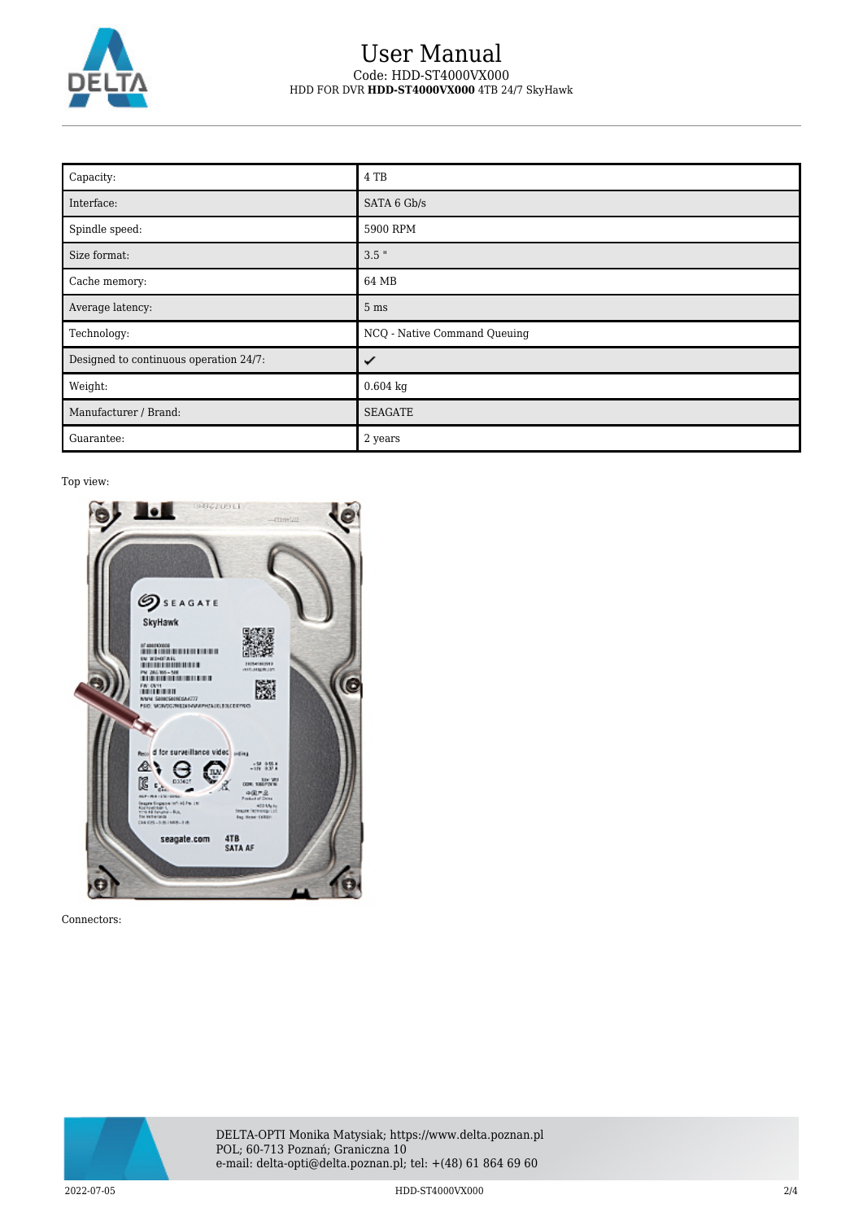# User Manual

Code: HDD-ST4000VX000

HDD FOR DVR **HDD-ST4000VX000** 4TB 24/7 SkyHawk

| Capacity: | 4 TB |
|---|---|
| Interface: | SATA 6 Gb/s |
| Spindle speed: | 5900 RPM |
| Size format: | 3.5 " |
| Cache memory: | 64 MB |
| Average latency: | 5 ms |
| Technology: | NCQ - Native Command Queuing |
| Designed to continuous operation 24/7: | ✔ |
| Weight: | 0.604 kg |
| Manufacturer / Brand: | SEAGATE |
| Guarantee: | 2 years |

Top view:

Connectors:

DELTA-OPTI Monika Matysiak; https://www.delta.poznan.pl
POL; 60-713 Poznań; Graniczna 10
e-mail: delta-opti@delta.poznan.pl; tel: +(48) 61 864 69 60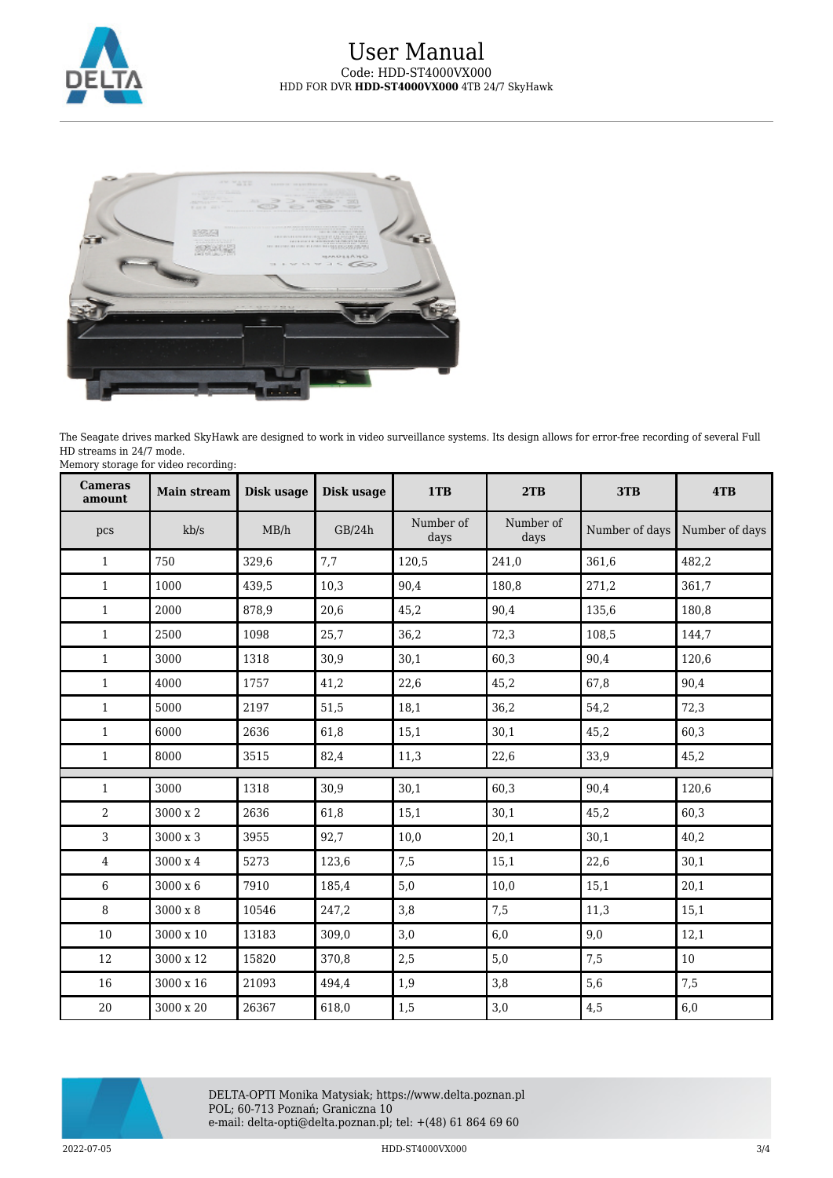The Seagate drives marked SkyHawk are designed to work in video surveillance systems. Its design allows for error-free recording of several Full HD streams in 24/7 mode.

Memory storage for video recording:

| Cameras amount | Main stream | Disk usage | Disk usage | 1TB | 2TB | 3TB | 4TB |
|---|---|---|---|---|---|---|---|
| pcs | kb/s | MB/h | GB/24h | Number of days | Number of days | Number of days | Number of days |
| 1 | 750 | 329,6 | 7,7 | 120,5 | 241,0 | 361,6 | 482,2 |
| 1 | 1000 | 439,5 | 10,3 | 90,4 | 180,8 | 271,2 | 361,7 |
| 1 | 2000 | 878,9 | 20,6 | 45,2 | 90,4 | 135,6 | 180,8 |
| 1 | 2500 | 1098 | 25,7 | 36,2 | 72,3 | 108,5 | 144,7 |
| 1 | 3000 | 1318 | 30,9 | 30,1 | 60,3 | 90,4 | 120,6 |
| 1 | 4000 | 1757 | 41,2 | 22,6 | 45,2 | 67,8 | 90,4 |
| 1 | 5000 | 2197 | 51,5 | 18,1 | 36,2 | 54,2 | 72,3 |
| 1 | 6000 | 2636 | 61,8 | 15,1 | 30,1 | 45,2 | 60,3 |
| 1 | 8000 | 3515 | 82,4 | 11,3 | 22,6 | 33,9 | 45,2 |
| | | | | | | | |
| 1 | 3000 | 1318 | 30,9 | 30,1 | 60,3 | 90,4 | 120,6 |
| 2 | 3000 x 2 | 2636 | 61,8 | 15,1 | 30,1 | 45,2 | 60,3 |
| 3 | 3000 x 3 | 3955 | 92,7 | 10,0 | 20,1 | 30,1 | 40,2 |
| 4 | 3000 x 4 | 5273 | 123,6 | 7,5 | 15,1 | 22,6 | 30,1 |
| 6 | 3000 x 6 | 7910 | 185,4 | 5,0 | 10,0 | 15,1 | 20,1 |
| 8 | 3000 x 8 | 10546 | 247,2 | 3,8 | 7,5 | 11,3 | 15,1 |
| 10 | 3000 x 10 | 13183 | 309,0 | 3,0 | 6,0 | 9,0 | 12,1 |
| 12 | 3000 x 12 | 15820 | 370,8 | 2,5 | 5,0 | 7,5 | 10 |
| 16 | 3000 x 16 | 21093 | 494,4 | 1,9 | 3,8 | 5,6 | 7,5 |
| 20 | 3000 x 20 | 26367 | 618,0 | 1,5 | 3,0 | 4,5 | 6,0 |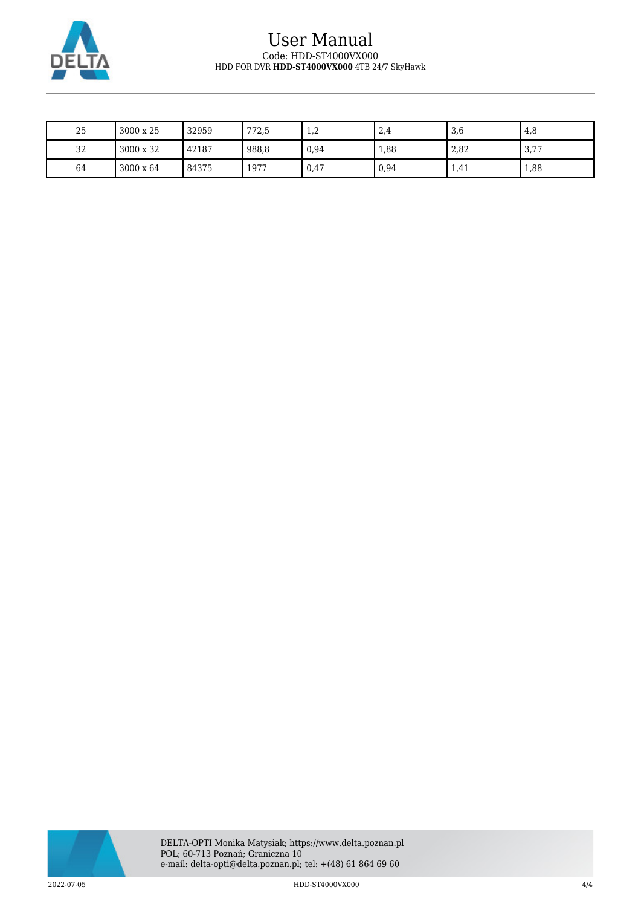| | | | | | | | |
|---|---|---|---|---|---|---|---|
| 25 | 3000 x 25 | 32959 | 772,5 | 1,2 | 2,4 | 3,6 | 4,8 |
| 32 | 3000 x 32 | 42187 | 988,8 | 0,94 | 1,88 | 2,82 | 3,77 |
| 64 | 3000 x 64 | 84375 | 1977 | 0,47 | 0,94 | 1,41 | 1,88 |